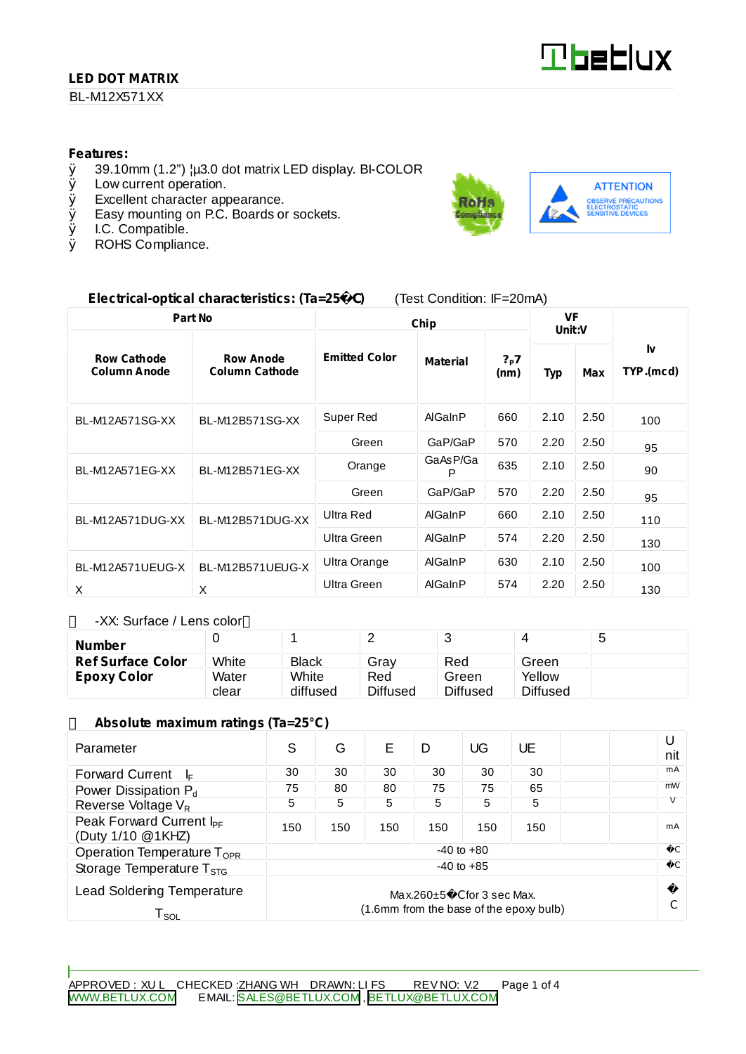**LED DOT MATRIX**

BL-M12X571XX

**Features:**

- 39.10mm (1.2") ¦µ3.0 dot matrix LED display. BI-COLOR
- Low current operation.
- Excellent character appearance.
- Easy mounting on P.C. Boards or sockets.
- I.C. Compatible.
- ROHS Compliance.

RoHs Compliance

ATTENTION
OBSERVE PRECAUTIONS
ELECTROSTATIC
SENSITIVE DEVICES

**Electrical-optical characteristics: (Ta=25�C)** (Test Condition: IF=20mA)

| Part No | | Chip | | | VF Unit:V | | Iv |
|---|---|---|---|---|---|---|---|
| **Row Cathode Column Anode** | **Row Anode Column Cathode** | **Emitted Color** | **Material** | **?P7 (nm)** | **Typ** | **Max** | **TYP.(mcd)** |
| BL-M12A571SG-XX | BL-M12B571SG-XX | Super Red | AlGaInP | 660 | 2.10 | 2.50 | 100 |
| | | Green | GaP/GaP | 570 | 2.20 | 2.50 | 95 |
| BL-M12A571EG-XX | BL-M12B571EG-XX | Orange | GaAsP/GaP | 635 | 2.10 | 2.50 | 90 |
| | | Green | GaP/GaP | 570 | 2.20 | 2.50 | 95 |
| BL-M12A571DUG-XX | BL-M12B571DUG-XX | Ultra Red | AlGaInP | 660 | 2.10 | 2.50 | 110 |
| | | Ultra Green | AlGaInP | 574 | 2.20 | 2.50 | 130 |
| BL-M12A571UEUG-XX | BL-M12B571UEUG-XX | Ultra Orange | AlGaInP | 630 | 2.10 | 2.50 | 100 |
| | | Ultra Green | AlGaInP | 574 | 2.20 | 2.50 | 130 |

-XX: Surface / Lens color

| **Number** | 0 | 1 | 2 | 3 | 4 | 5 |
|---|---|---|---|---|---|---|
| **Ref Surface Color** | White | Black | Gray | Red | Green | |
| **Epoxy Color** | Water clear | White diffused | Red Diffused | Green Diffused | Yellow Diffused | |

**Absolute maximum ratings (Ta=25°C)**

| Parameter | S | G | E | D | UG | UE | | | Unit |
|---|---|---|---|---|---|---|---|---|---|
| Forward Current $I_F$ | 30 | 30 | 30 | 30 | 30 | 30 | | | mA |
| Power Dissipation $P_d$ | 75 | 80 | 80 | 75 | 75 | 65 | | | mW |
| Reverse Voltage $V_R$ | 5 | 5 | 5 | 5 | 5 | 5 | | | V |
| Peak Forward Current $I_{PF}$ (Duty 1/10 @1KHZ) | 150 | 150 | 150 | 150 | 150 | 150 | | | mA |
| Operation Temperature $T_{OPR}$ | -40 to +80 | | | | | | | | �C |
| Storage Temperature $T_{STG}$ | -40 to +85 | | | | | | | | �C |
| Lead Soldering Temperature $T_{SOL}$ | Max.260±5�C for 3 sec Max. (1.6mm from the base of the epoxy bulb) | | | | | | | | �C |

APPROVED : XU L CHECKED :ZHANG WH DRAWN: LI FS REV NO: V.2

WWW.BETLUX.COM EMAIL: SALES@BETLUX.COM , BETLUX@BETLUX.COM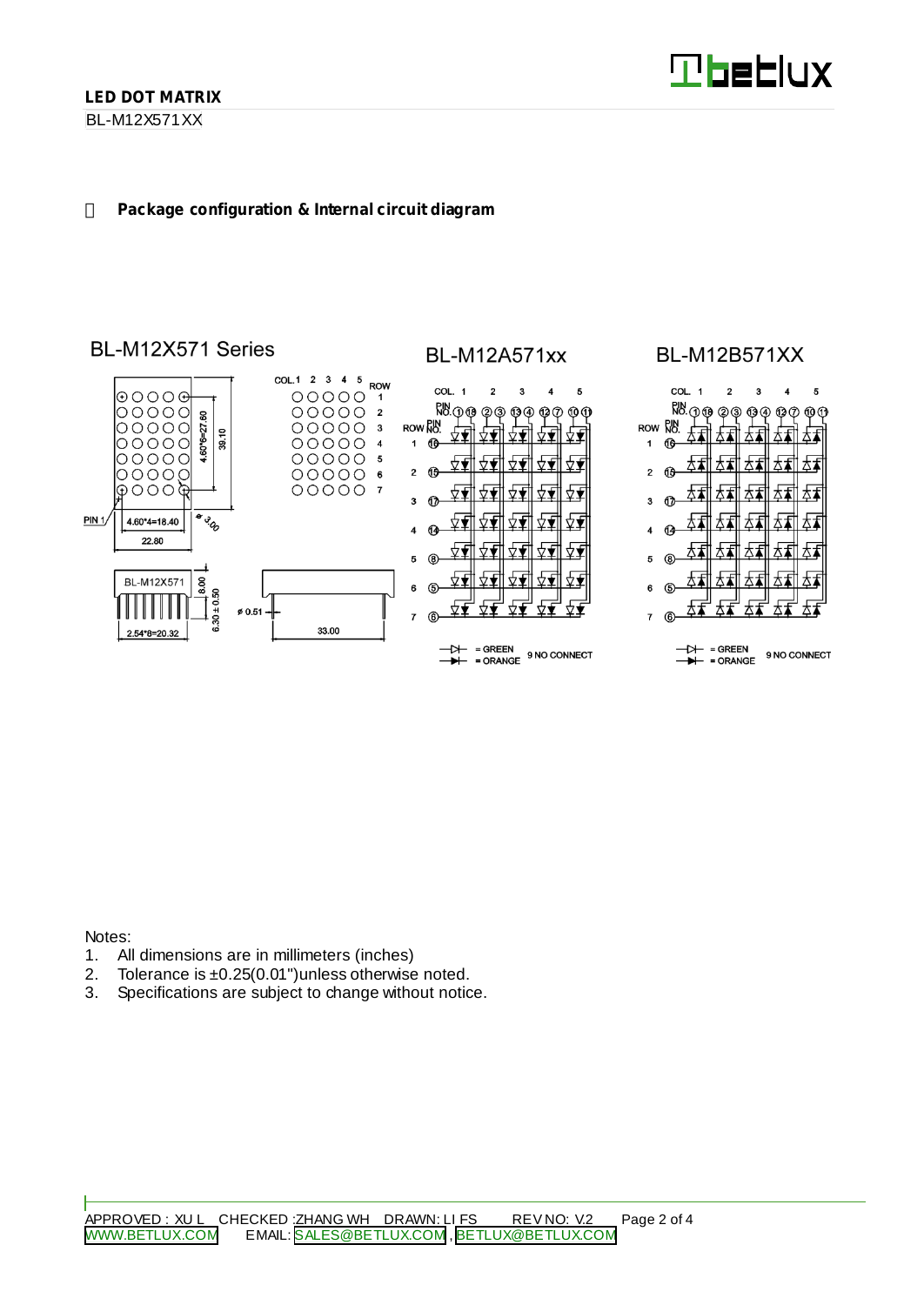## Package configuration & Internal circuit diagram

BL-M12X571 Series

BL-M12A571xx

BL-M12B571XX

Notes:

1. All dimensions are in millimeters (inches)
2. Tolerance is ±0.25(0.01")unless otherwise noted.
3. Specifications are subject to change without notice.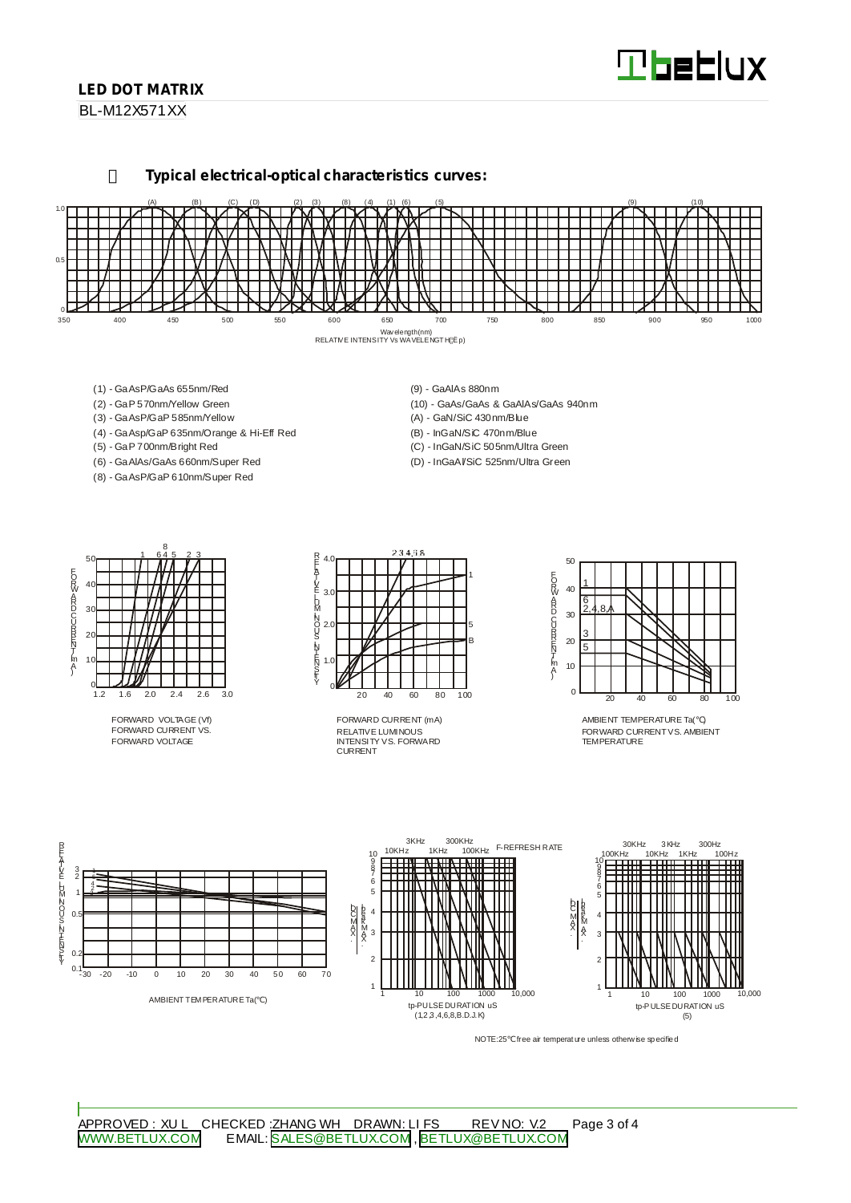## Typical electrical-optical characteristics curves:

RELATIVE INTENSITY Vs WAVELENGTH(λp)

- (1) - GaAsP/GaAs 655nm/Red
- (2) - GaP 570nm/Yellow Green
- (3) - GaAsP/GaP 585nm/Yellow
- (4) - GaAsp/GaP 635nm/Orange & Hi-Eff Red
- (5) - GaP 700nm/Bright Red
- (6) - GaAlAs/GaAs 660nm/Super Red
- (8) - GaAsP/GaP 610nm/Super Red
- (9) - GaAlAs 880nm
- (10) - GaAs/GaAs & GaAlAs/GaAs 940nm
- (A) - GaN/SiC 430nm/Blue
- (B) - InGaN/SiC 470nm/Blue
- (C) - InGaN/SiC 505nm/Ultra Green
- (D) - InGaAl/SiC 525nm/Ultra Green

FORWARD VOLTAGE (Vf)
FORWARD CURRENT VS. FORWARD VOLTAGE

FORWARD CURRENT (mA)
RELATIVE LUMINOUS INTENSITY VS. FORWARD CURRENT

AMBIENT TEMPERATURE Ta(℃)
FORWARD CURRENT VS. AMBIENT TEMPERATURE

AMBIENT TEMPERATURE Ta(℃)

tp-PULSE DURATION uS
(1,2,3,4,6,8,B.D.J.K)

tp-PULSE DURATION uS
(5)

NOTE:25℃ free air temperature unless otherwise specified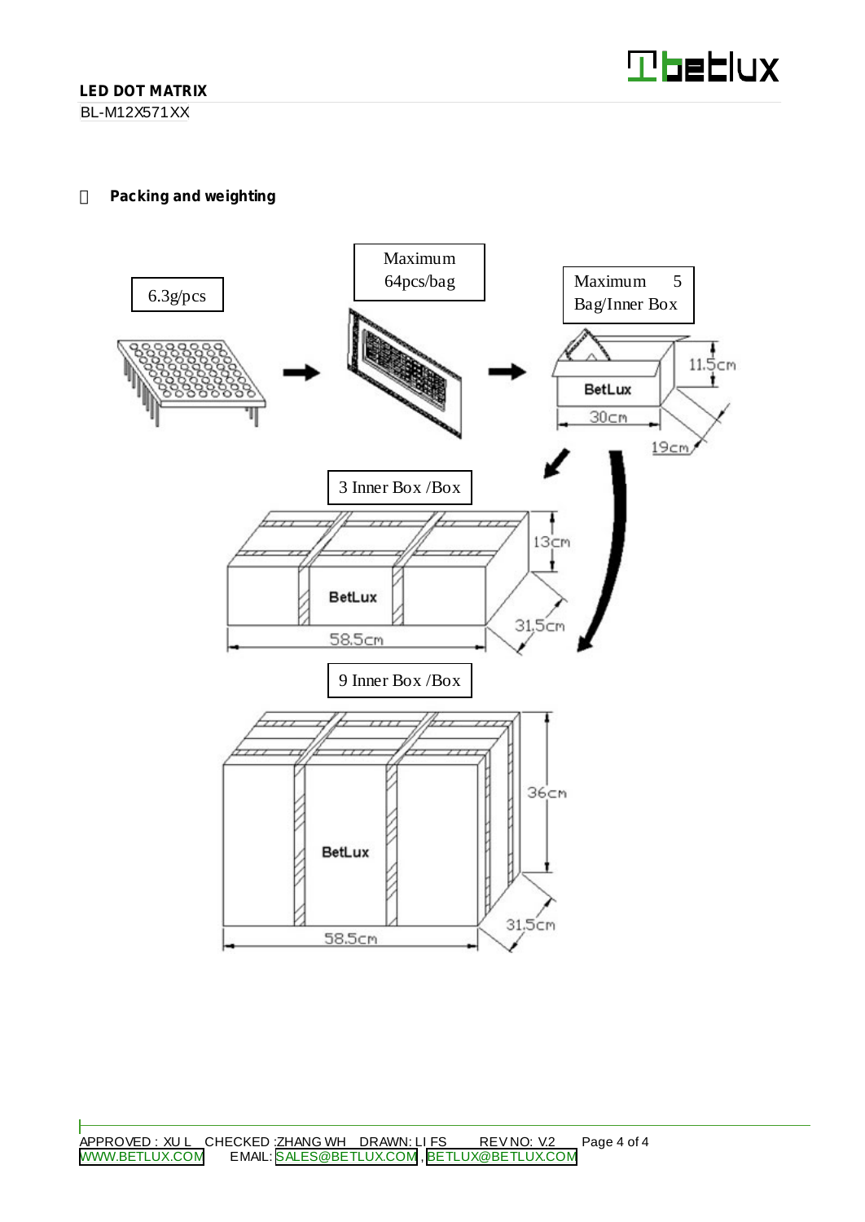## Packing and weighting

6.3g/pcs

Maximum 64pcs/bag

Maximum 5 Bag/Inner Box

BetLux

30cm

11.5cm

19cm

3 Inner Box /Box

BetLux

58.5cm

13cm

31.5cm

9 Inner Box /Box

BetLux

58.5cm

36cm

31.5cm